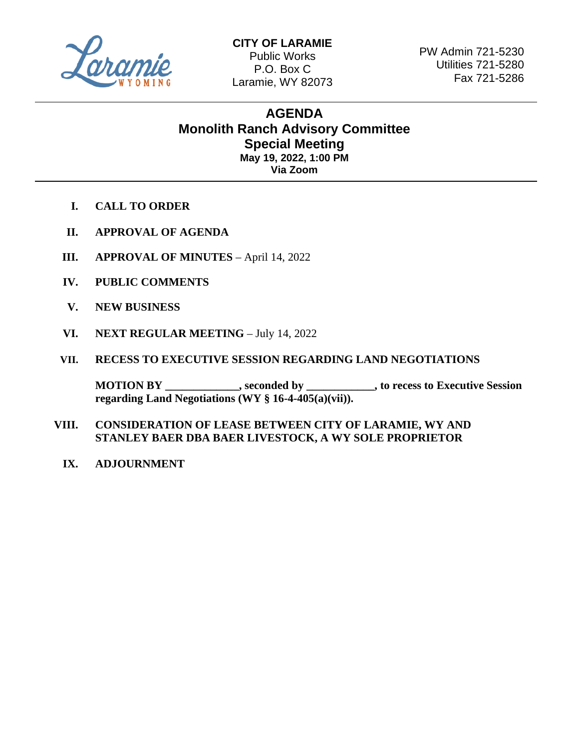**CITY OF LARAMIE**
Public Works
P.O. Box C
Laramie, WY 82073

PW Admin 721-5230
Utilities 721-5280
Fax 721-5286

---

# AGENDA
## Monolith Ranch Advisory Committee
## Special Meeting
**May 19, 2022, 1:00 PM**
**Via Zoom**

---

I. **CALL TO ORDER**

II. **APPROVAL OF AGENDA**

III. **APPROVAL OF MINUTES** – April 14, 2022

IV. **PUBLIC COMMENTS**

V. **NEW BUSINESS**

VI. **NEXT REGULAR MEETING** – July 14, 2022

VII. **RECESS TO EXECUTIVE SESSION REGARDING LAND NEGOTIATIONS**

**MOTION BY _____________, seconded by ____________, to recess to Executive Session regarding Land Negotiations (WY § 16-4-405(a)(vii)).**

VIII. **CONSIDERATION OF LEASE BETWEEN CITY OF LARAMIE, WY AND STANLEY BAER DBA BAER LIVESTOCK, A WY SOLE PROPRIETOR**

IX. **ADJOURNMENT**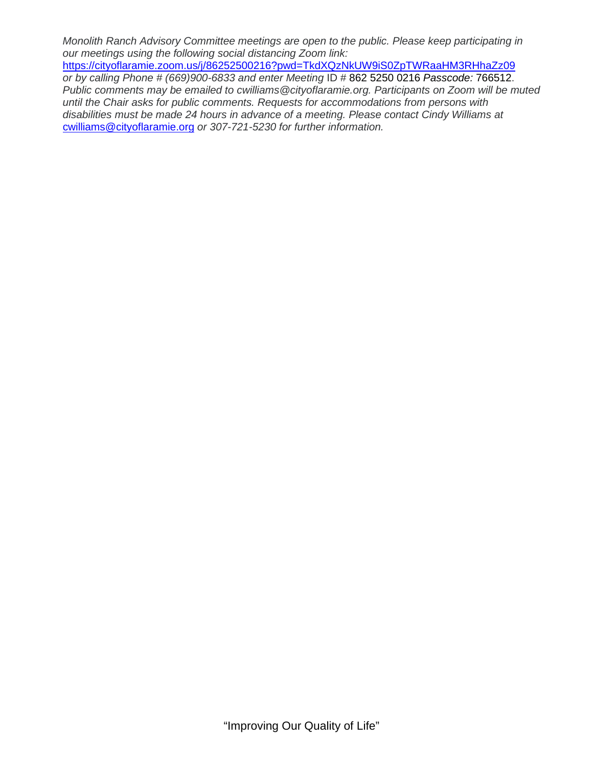*Monolith Ranch Advisory Committee meetings are open to the public. Please keep participating in our meetings using the following social distancing Zoom link:*
https://cityoflaramie.zoom.us/j/86252500216?pwd=TkdXQzNkUW9iS0ZpTWRaaHM3RHhaZz09
*or by calling Phone # (669)900-6833 and enter Meeting* ID # 862 5250 0216 *Passcode:* 766512. *Public comments may be emailed to cwilliams@cityoflaramie.org. Participants on Zoom will be muted until the Chair asks for public comments. Requests for accommodations from persons with disabilities must be made 24 hours in advance of a meeting. Please contact Cindy Williams at* cwilliams@cityoflaramie.org *or 307-721-5230 for further information.*

"Improving Our Quality of Life"